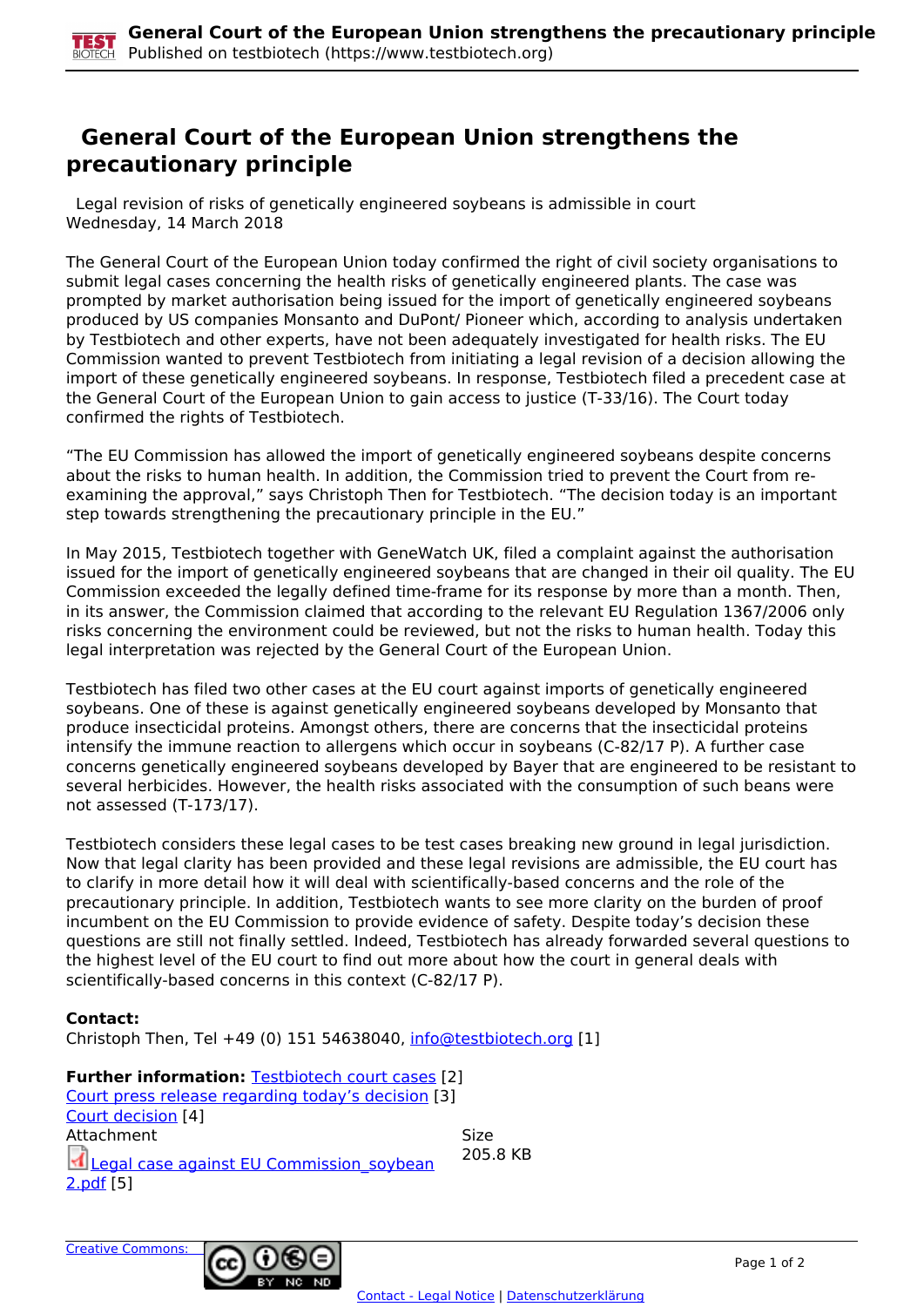# General Court of the European Union strengthens the precautionary principle

Legal revision of risks of genetically engineered soybeans is admissible in court
Wednesday, 14 March 2018

The General Court of the European Union today confirmed the right of civil society organisations to submit legal cases concerning the health risks of genetically engineered plants. The case was prompted by market authorisation being issued for the import of genetically engineered soybeans produced by US companies Monsanto and DuPont/ Pioneer which, according to analysis undertaken by Testbiotech and other experts, have not been adequately investigated for health risks. The EU Commission wanted to prevent Testbiotech from initiating a legal revision of a decision allowing the import of these genetically engineered soybeans. In response, Testbiotech filed a precedent case at the General Court of the European Union to gain access to justice (T-33/16). The Court today confirmed the rights of Testbiotech.

"The EU Commission has allowed the import of genetically engineered soybeans despite concerns about the risks to human health. In addition, the Commission tried to prevent the Court from re-examining the approval," says Christoph Then for Testbiotech. "The decision today is an important step towards strengthening the precautionary principle in the EU."

In May 2015, Testbiotech together with GeneWatch UK, filed a complaint against the authorisation issued for the import of genetically engineered soybeans that are changed in their oil quality. The EU Commission exceeded the legally defined time-frame for its response by more than a month. Then, in its answer, the Commission claimed that according to the relevant EU Regulation 1367/2006 only risks concerning the environment could be reviewed, but not the risks to human health. Today this legal interpretation was rejected by the General Court of the European Union.

Testbiotech has filed two other cases at the EU court against imports of genetically engineered soybeans. One of these is against genetically engineered soybeans developed by Monsanto that produce insecticidal proteins. Amongst others, there are concerns that the insecticidal proteins intensify the immune reaction to allergens which occur in soybeans (C-82/17 P). A further case concerns genetically engineered soybeans developed by Bayer that are engineered to be resistant to several herbicides. However, the health risks associated with the consumption of such beans were not assessed (T-173/17).

Testbiotech considers these legal cases to be test cases breaking new ground in legal jurisdiction. Now that legal clarity has been provided and these legal revisions are admissible, the EU court has to clarify in more detail how it will deal with scientifically-based concerns and the role of the precautionary principle. In addition, Testbiotech wants to see more clarity on the burden of proof incumbent on the EU Commission to provide evidence of safety. Despite today's decision these questions are still not finally settled. Indeed, Testbiotech has already forwarded several questions to the highest level of the EU court to find out more about how the court in general deals with scientifically-based concerns in this context (C-82/17 P).

**Contact:**
Christoph Then, Tel +49 (0) 151 54638040, info@testbiotech.org [1]

**Further information:** Testbiotech court cases [2]
Court press release regarding today's decision [3]
Court decision [4]

| Attachment | Size |
|---|---|
| Legal case against EU Commission_soybean 2.pdf [5] | 205.8 KB |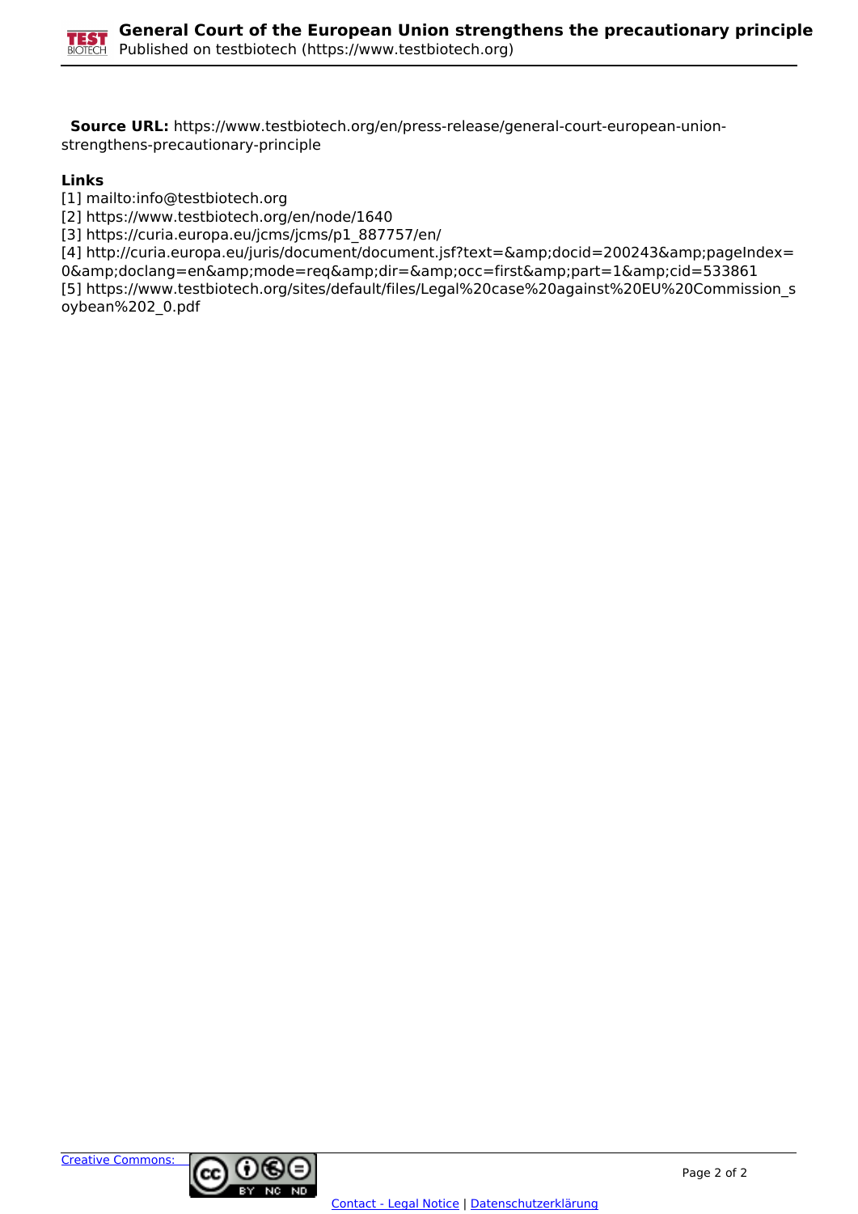**Source URL:** https://www.testbiotech.org/en/press-release/general-court-european-union-strengthens-precautionary-principle

**Links**

[1] mailto:info@testbiotech.org
[2] https://www.testbiotech.org/en/node/1640
[3] https://curia.europa.eu/jcms/jcms/p1_887757/en/
[4] http://curia.europa.eu/juris/document/document.jsf?text=&amp;docid=200243&amp;pageIndex=0&amp;doclang=en&amp;mode=req&amp;dir=&amp;occ=first&amp;part=1&amp;cid=533861
[5] https://www.testbiotech.org/sites/default/files/Legal%20case%20against%20EU%20Commission_soybean%202_0.pdf

Creative Commons:

Contact - Legal Notice | Datenschutzerklärung